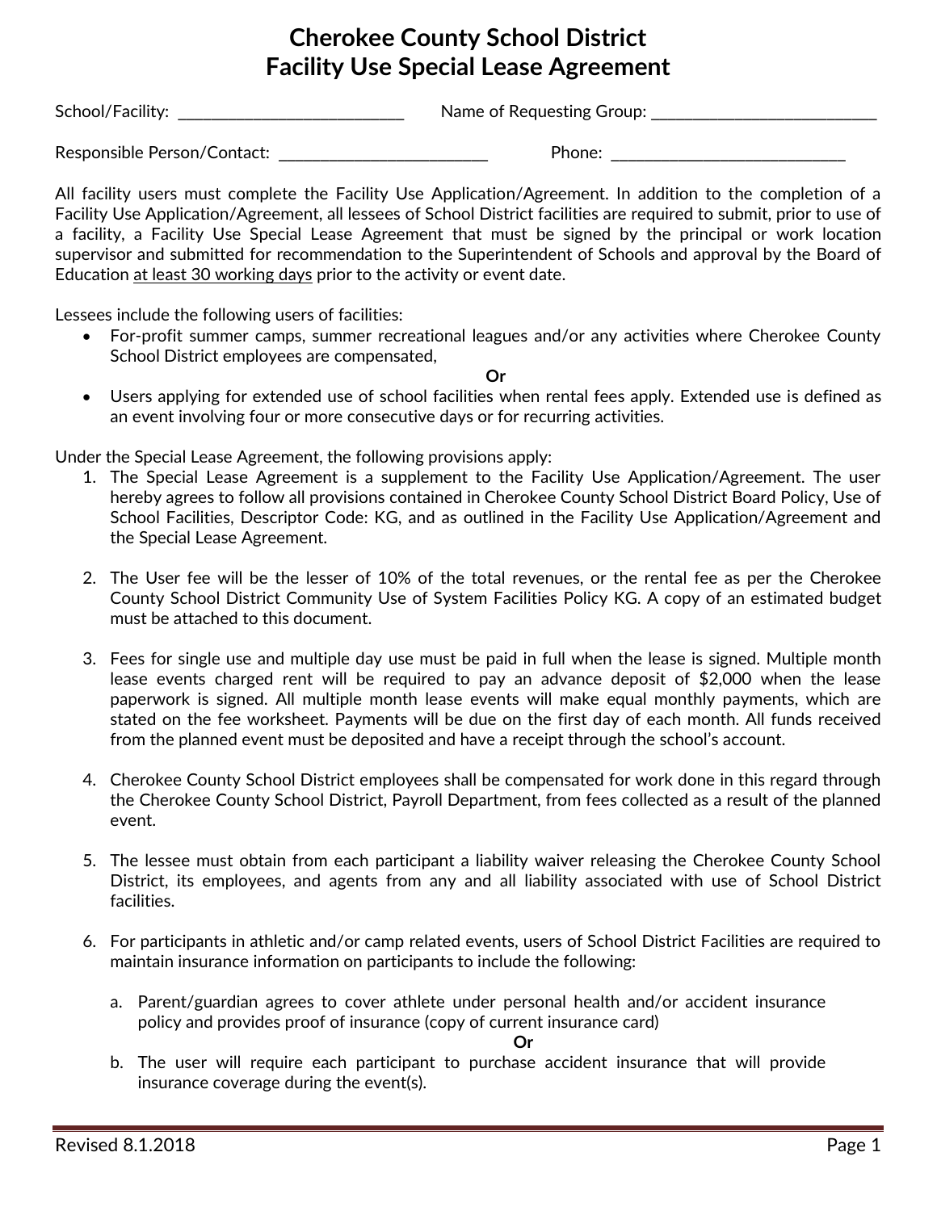# Cherokee County School District
# Facility Use Special Lease Agreement

School/Facility: ___________________________ Name of Requesting Group: ___________________________

Responsible Person/Contact: _________________________ Phone: ____________________________

All facility users must complete the Facility Use Application/Agreement. In addition to the completion of a Facility Use Application/Agreement, all lessees of School District facilities are required to submit, prior to use of a facility, a Facility Use Special Lease Agreement that must be signed by the principal or work location supervisor and submitted for recommendation to the Superintendent of Schools and approval by the Board of Education <u>at least 30 working days</u> prior to the activity or event date.

Lessees include the following users of facilities:

- For-profit summer camps, summer recreational leagues and/or any activities where Cherokee County School District employees are compensated,

**Or**

- Users applying for extended use of school facilities when rental fees apply. Extended use is defined as an event involving four or more consecutive days or for recurring activities.

Under the Special Lease Agreement, the following provisions apply:

1. The Special Lease Agreement is a supplement to the Facility Use Application/Agreement. The user hereby agrees to follow all provisions contained in Cherokee County School District Board Policy, Use of School Facilities, Descriptor Code: KG, and as outlined in the Facility Use Application/Agreement and the Special Lease Agreement.

2. The User fee will be the lesser of 10% of the total revenues, or the rental fee as per the Cherokee County School District Community Use of System Facilities Policy KG. A copy of an estimated budget must be attached to this document.

3. Fees for single use and multiple day use must be paid in full when the lease is signed. Multiple month lease events charged rent will be required to pay an advance deposit of $2,000 when the lease paperwork is signed. All multiple month lease events will make equal monthly payments, which are stated on the fee worksheet. Payments will be due on the first day of each month. All funds received from the planned event must be deposited and have a receipt through the school's account.

4. Cherokee County School District employees shall be compensated for work done in this regard through the Cherokee County School District, Payroll Department, from fees collected as a result of the planned event.

5. The lessee must obtain from each participant a liability waiver releasing the Cherokee County School District, its employees, and agents from any and all liability associated with use of School District facilities.

6. For participants in athletic and/or camp related events, users of School District Facilities are required to maintain insurance information on participants to include the following:

   a. Parent/guardian agrees to cover athlete under personal health and/or accident insurance policy and provides proof of insurance (copy of current insurance card)

   **Or**

   b. The user will require each participant to purchase accident insurance that will provide insurance coverage during the event(s).

Revised 8.1.2018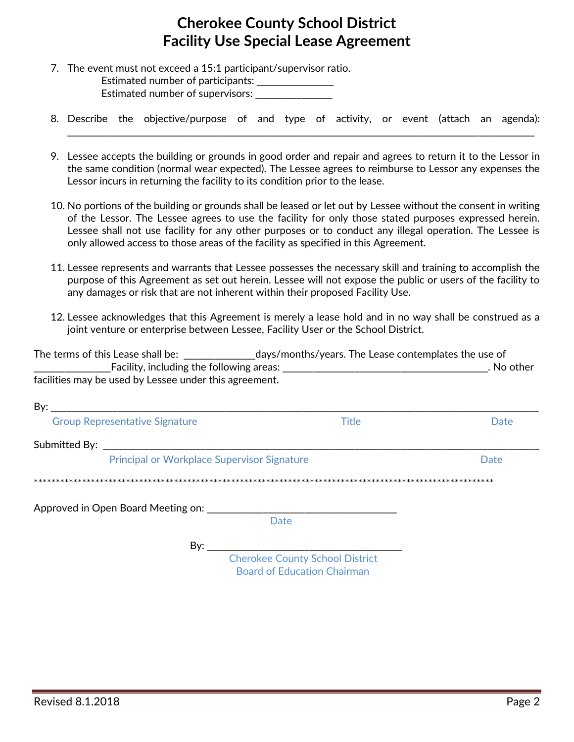# Cherokee County School District
# Facility Use Special Lease Agreement

7. The event must not exceed a 15:1 participant/supervisor ratio.
   Estimated number of participants: ______________
   Estimated number of supervisors: ______________

8. Describe the objective/purpose of and type of activity, or event (attach an agenda): ________________________________________________________________________________________

9. Lessee accepts the building or grounds in good order and repair and agrees to return it to the Lessor in the same condition (normal wear expected). The Lessee agrees to reimburse to Lessor any expenses the Lessor incurs in returning the facility to its condition prior to the lease.

10. No portions of the building or grounds shall be leased or let out by Lessee without the consent in writing of the Lessor. The Lessee agrees to use the facility for only those stated purposes expressed herein. Lessee shall not use facility for any other purposes or to conduct any illegal operation. The Lessee is only allowed access to those areas of the facility as specified in this Agreement.

11. Lessee represents and warrants that Lessee possesses the necessary skill and training to accomplish the purpose of this Agreement as set out herein. Lessee will not expose the public or users of the facility to any damages or risk that are not inherent within their proposed Facility Use.

12. Lessee acknowledges that this Agreement is merely a lease hold and in no way shall be construed as a joint venture or enterprise between Lessee, Facility User or the School District.

The terms of this Lease shall be: _____________days/months/years. The Lease contemplates the use of ______________Facility, including the following areas: _______________________________________. No other facilities may be used by Lessee under this agreement.

By: ____________________________________________________________________________________________

Group Representative Signature                    Title                    Date

Submitted By: ___________________________________________________________________________________

Principal or Workplace Supervisor Signature                    Date

*********************************************************************************************************

Approved in Open Board Meeting on: ____________________________________

Date

By: ____________________________________

Cherokee County School District
Board of Education Chairman